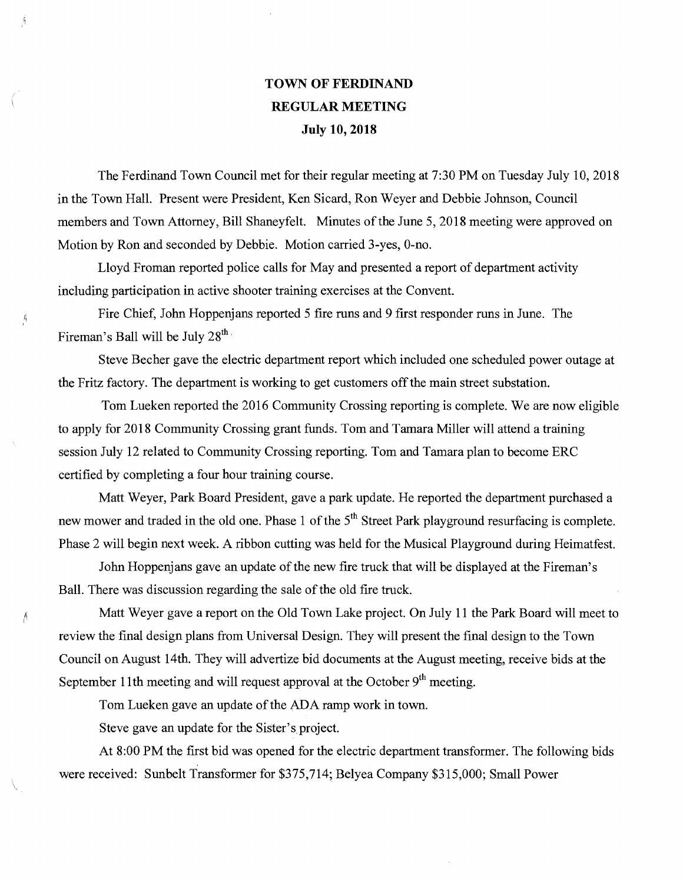**TOWN OF FERDINAND**
**REGULAR MEETING**
**July 10, 2018**

The Ferdinand Town Council met for their regular meeting at 7:30 PM on Tuesday July 10, 2018 in the Town Hall. Present were President, Ken Sicard, Ron Weyer and Debbie Johnson, Council members and Town Attorney, Bill Shaneyfelt. Minutes of the June 5, 2018 meeting were approved on Motion by Ron and seconded by Debbie. Motion carried 3-yes, 0-no.

Lloyd Froman reported police calls for May and presented a report of department activity including participation in active shooter training exercises at the Convent.

Fire Chief, John Hoppenjans reported 5 fire runs and 9 first responder runs in June. The Fireman's Ball will be July 28th.

Steve Becher gave the electric department report which included one scheduled power outage at the Fritz factory. The department is working to get customers off the main street substation.

Tom Lueken reported the 2016 Community Crossing reporting is complete. We are now eligible to apply for 2018 Community Crossing grant funds. Tom and Tamara Miller will attend a training session July 12 related to Community Crossing reporting. Tom and Tamara plan to become ERC certified by completing a four hour training course.

Matt Weyer, Park Board President, gave a park update. He reported the department purchased a new mower and traded in the old one. Phase 1 of the 5th Street Park playground resurfacing is complete. Phase 2 will begin next week. A ribbon cutting was held for the Musical Playground during Heimatfest.

John Hoppenjans gave an update of the new fire truck that will be displayed at the Fireman's Ball. There was discussion regarding the sale of the old fire truck.

Matt Weyer gave a report on the Old Town Lake project. On July 11 the Park Board will meet to review the final design plans from Universal Design. They will present the final design to the Town Council on August 14th. They will advertize bid documents at the August meeting, receive bids at the September 11th meeting and will request approval at the October 9th meeting.

Tom Lueken gave an update of the ADA ramp work in town.

Steve gave an update for the Sister's project.

At 8:00 PM the first bid was opened for the electric department transformer. The following bids were received: Sunbelt Transformer for $375,714; Belyea Company $315,000; Small Power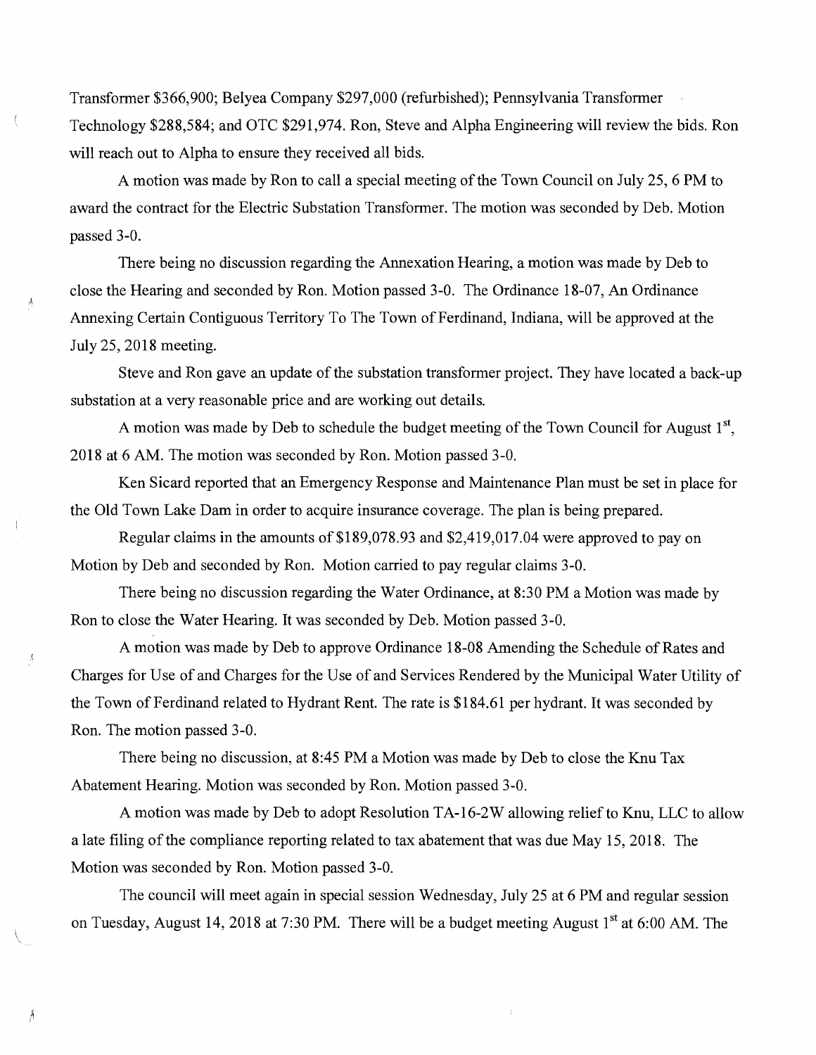Transformer $366,900; Belyea Company $297,000 (refurbished); Pennsylvania Transformer Technology $288,584; and OTC $291,974. Ron, Steve and Alpha Engineering will review the bids. Ron will reach out to Alpha to ensure they received all bids.

A motion was made by Ron to call a special meeting of the Town Council on July 25, 6 PM to award the contract for the Electric Substation Transformer. The motion was seconded by Deb. Motion passed 3-0.

There being no discussion regarding the Annexation Hearing, a motion was made by Deb to close the Hearing and seconded by Ron. Motion passed 3-0. The Ordinance 18-07, An Ordinance Annexing Certain Contiguous Territory To The Town of Ferdinand, Indiana, will be approved at the July 25, 2018 meeting.

Steve and Ron gave an update of the substation transformer project. They have located a back-up substation at a very reasonable price and are working out details.

A motion was made by Deb to schedule the budget meeting of the Town Council for August 1st, 2018 at 6 AM. The motion was seconded by Ron. Motion passed 3-0.

Ken Sicard reported that an Emergency Response and Maintenance Plan must be set in place for the Old Town Lake Dam in order to acquire insurance coverage. The plan is being prepared.

Regular claims in the amounts of $189,078.93 and $2,419,017.04 were approved to pay on Motion by Deb and seconded by Ron. Motion carried to pay regular claims 3-0.

There being no discussion regarding the Water Ordinance, at 8:30 PM a Motion was made by Ron to close the Water Hearing. It was seconded by Deb. Motion passed 3-0.

A motion was made by Deb to approve Ordinance 18-08 Amending the Schedule of Rates and Charges for Use of and Charges for the Use of and Services Rendered by the Municipal Water Utility of the Town of Ferdinand related to Hydrant Rent. The rate is $184.61 per hydrant. It was seconded by Ron. The motion passed 3-0.

There being no discussion, at 8:45 PM a Motion was made by Deb to close the Knu Tax Abatement Hearing. Motion was seconded by Ron. Motion passed 3-0.

A motion was made by Deb to adopt Resolution TA-16-2W allowing relief to Knu, LLC to allow a late filing of the compliance reporting related to tax abatement that was due May 15, 2018. The Motion was seconded by Ron. Motion passed 3-0.

The council will meet again in special session Wednesday, July 25 at 6 PM and regular session on Tuesday, August 14, 2018 at 7:30 PM. There will be a budget meeting August 1st at 6:00 AM. The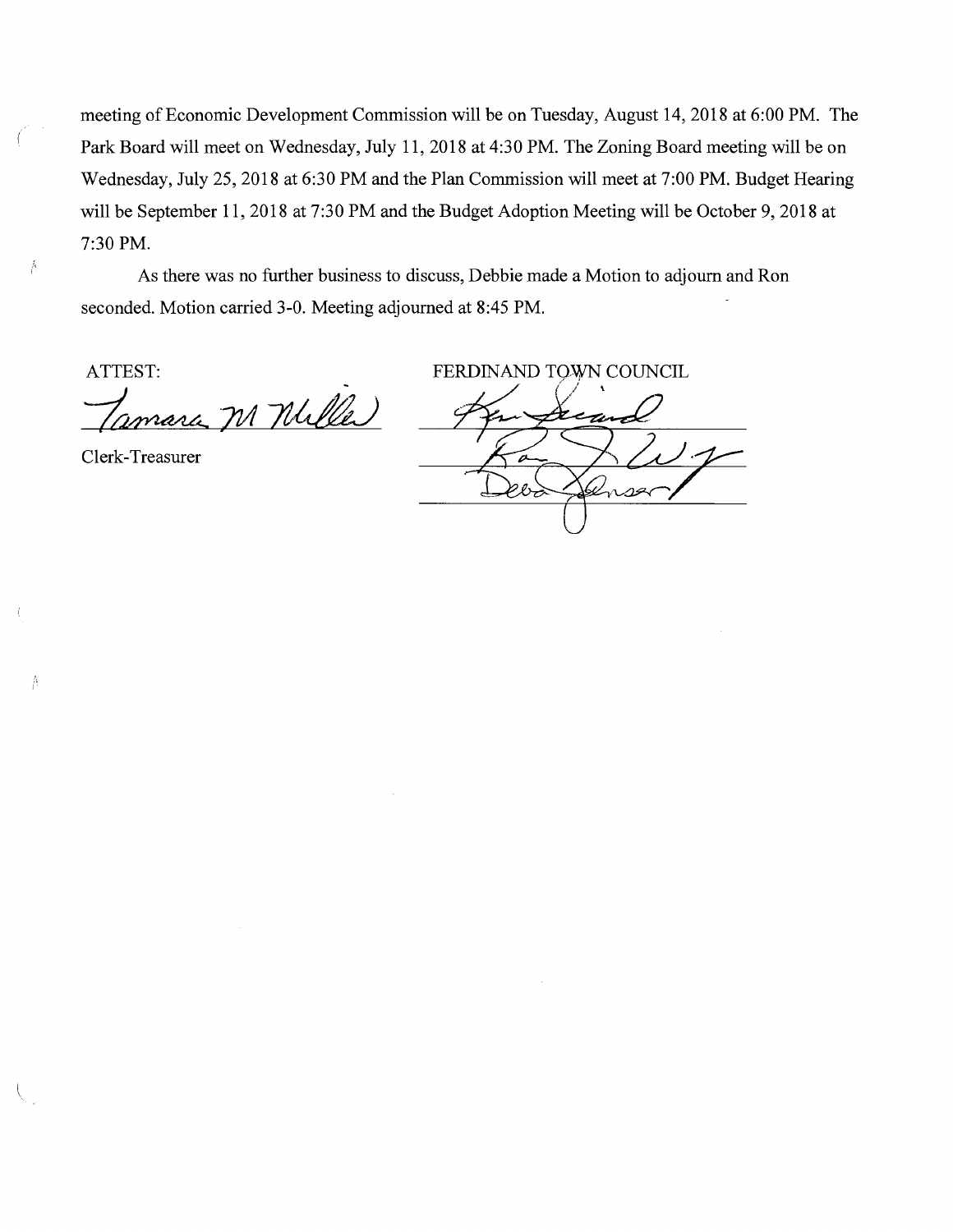meeting of Economic Development Commission will be on Tuesday, August 14, 2018 at 6:00 PM. The Park Board will meet on Wednesday, July 11, 2018 at 4:30 PM. The Zoning Board meeting will be on Wednesday, July 25, 2018 at 6:30 PM and the Plan Commission will meet at 7:00 PM. Budget Hearing will be September 11, 2018 at 7:30 PM and the Budget Adoption Meeting will be October 9, 2018 at 7:30 PM.

As there was no further business to discuss, Debbie made a Motion to adjourn and Ron seconded. Motion carried 3-0. Meeting adjourned at 8:45 PM.

| | |
|---|---|
| ATTEST: | FERDINAND TOWN COUNCIL |
| Tamara M Miller | Ken Sicard |
| Clerk-Treasurer | Ron Wy |
| | Debra Jensen |